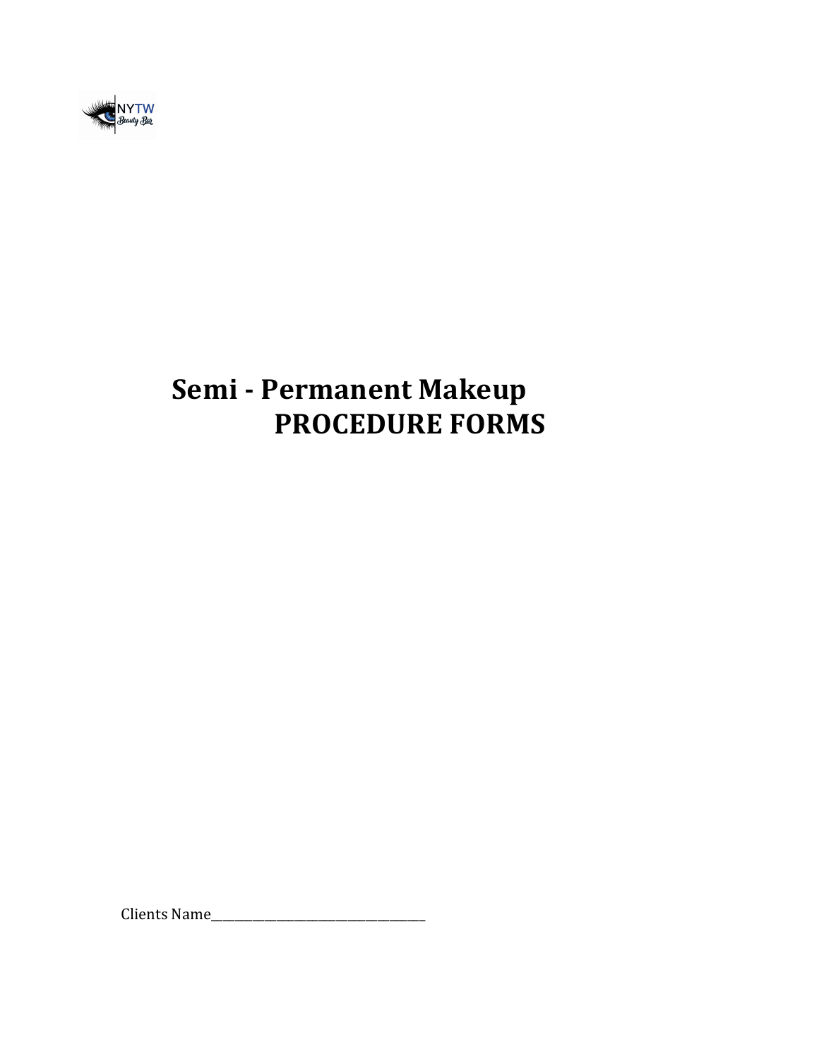NYTW Beauty Bar

# Semi - Permanent Makeup PROCEDURE FORMS

Clients Name_______________________________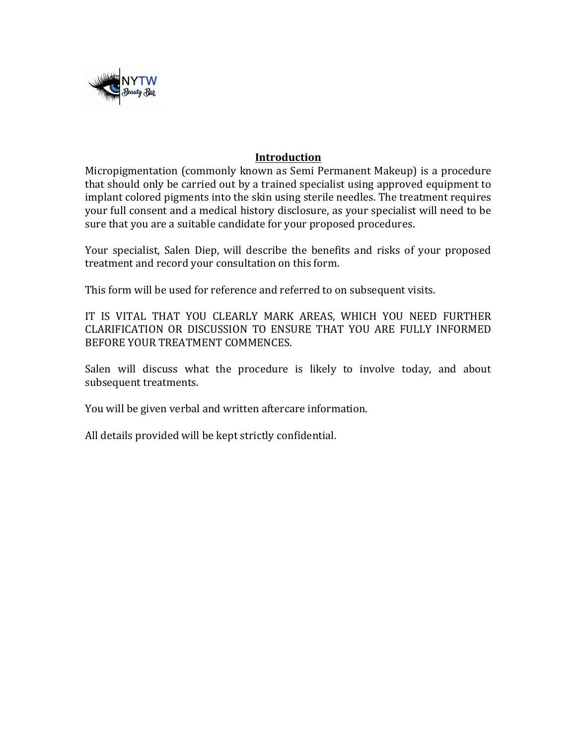## Introduction

Micropigmentation (commonly known as Semi Permanent Makeup) is a procedure that should only be carried out by a trained specialist using approved equipment to implant colored pigments into the skin using sterile needles. The treatment requires your full consent and a medical history disclosure, as your specialist will need to be sure that you are a suitable candidate for your proposed procedures.

Your specialist, Salen Diep, will describe the benefits and risks of your proposed treatment and record your consultation on this form.

This form will be used for reference and referred to on subsequent visits.

IT IS VITAL THAT YOU CLEARLY MARK AREAS, WHICH YOU NEED FURTHER CLARIFICATION OR DISCUSSION TO ENSURE THAT YOU ARE FULLY INFORMED BEFORE YOUR TREATMENT COMMENCES.

Salen will discuss what the procedure is likely to involve today, and about subsequent treatments.

You will be given verbal and written aftercare information.

All details provided will be kept strictly confidential.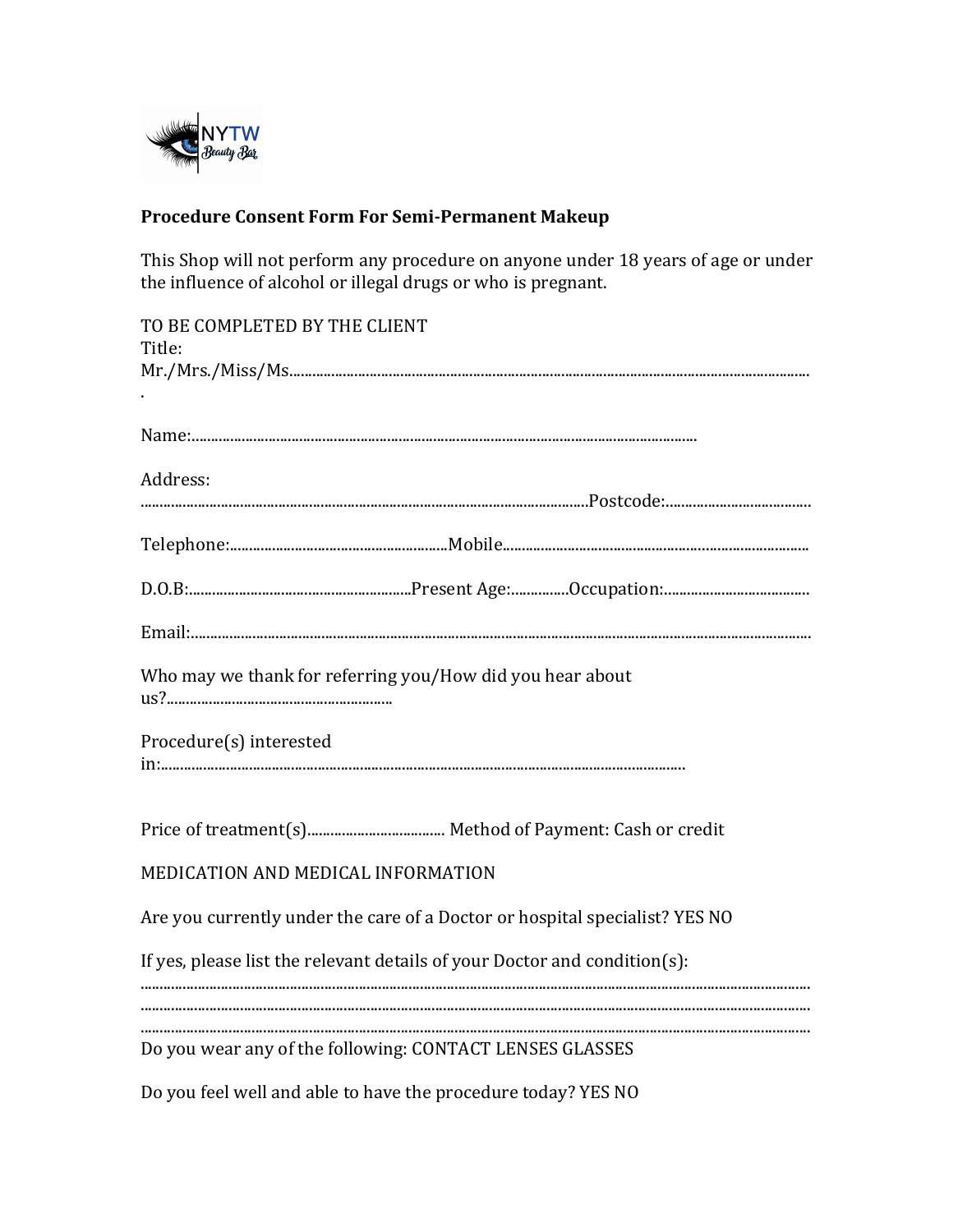**Procedure Consent Form For Semi-Permanent Makeup**

This Shop will not perform any procedure on anyone under 18 years of age or under the influence of alcohol or illegal drugs or who is pregnant.

TO BE COMPLETED BY THE CLIENT

Title:
Mr./Mrs./Miss/Ms.......................................................................................................................................
.

Name:....................................................................................................................................

Address:
....................................................................................................................Postcode:.......................................

Telephone:..........................................................Mobile.................................................................................

D.O.B:..........................................................Present Age:...............Occupation:......................................

Email:..............................................................................................................................................................

Who may we thank for referring you/How did you hear about us?..........................................................

Procedure(s) interested in:.........................................................................................................................

Price of treatment(s).................................... Method of Payment: Cash or credit

MEDICATION AND MEDICAL INFORMATION

Are you currently under the care of a Doctor or hospital specialist? YES NO

If yes, please list the relevant details of your Doctor and condition(s):
..........................................................................................................................................................................
..........................................................................................................................................................................
..........................................................................................................................................................................

Do you wear any of the following: CONTACT LENSES GLASSES

Do you feel well and able to have the procedure today? YES NO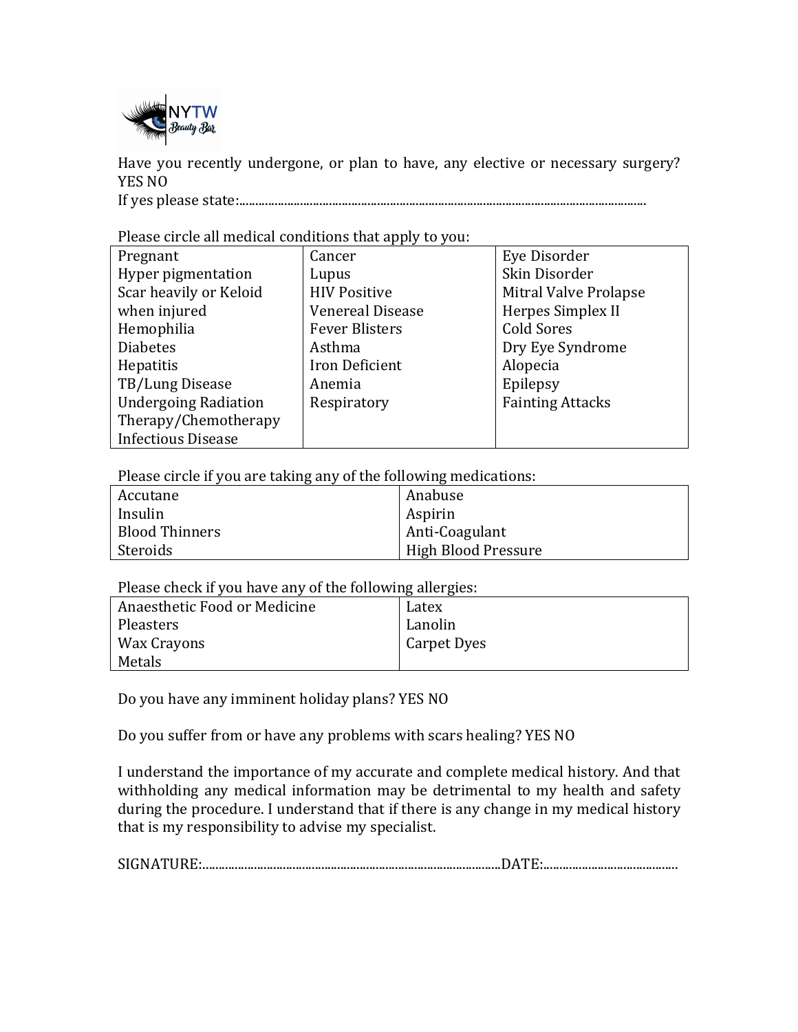Have you recently undergone, or plan to have, any elective or necessary surgery? YES NO

If yes please state:...........................................................................................................................

Please circle all medical conditions that apply to you:

| | | |
|---|---|---|
| Pregnant | Cancer | Eye Disorder |
| Hyper pigmentation | Lupus | Skin Disorder |
| Scar heavily or Keloid when injured | HIV Positive | Mitral Valve Prolapse |
| | Venereal Disease | Herpes Simplex II |
| Hemophilia | Fever Blisters | Cold Sores |
| Diabetes | Asthma | Dry Eye Syndrome |
| Hepatitis | Iron Deficient | Alopecia |
| TB/Lung Disease | Anemia | Epilepsy |
| Undergoing Radiation Therapy/Chemotherapy | Respiratory | Fainting Attacks |
| Infectious Disease | | |

Please circle if you are taking any of the following medications:

| | |
|---|---|
| Accutane | Anabuse |
| Insulin | Aspirin |
| Blood Thinners | Anti-Coagulant |
| Steroids | High Blood Pressure |

Please check if you have any of the following allergies:

| | |
|---|---|
| Anaesthetic Food or Medicine | Latex |
| Pleasters | Lanolin |
| Wax Crayons | Carpet Dyes |
| Metals | |

Do you have any imminent holiday plans? YES NO

Do you suffer from or have any problems with scars healing? YES NO

I understand the importance of my accurate and complete medical history. And that withholding any medical information may be detrimental to my health and safety during the procedure. I understand that if there is any change in my medical history that is my responsibility to advise my specialist.

SIGNATURE:..............................................................................................DATE:..........................................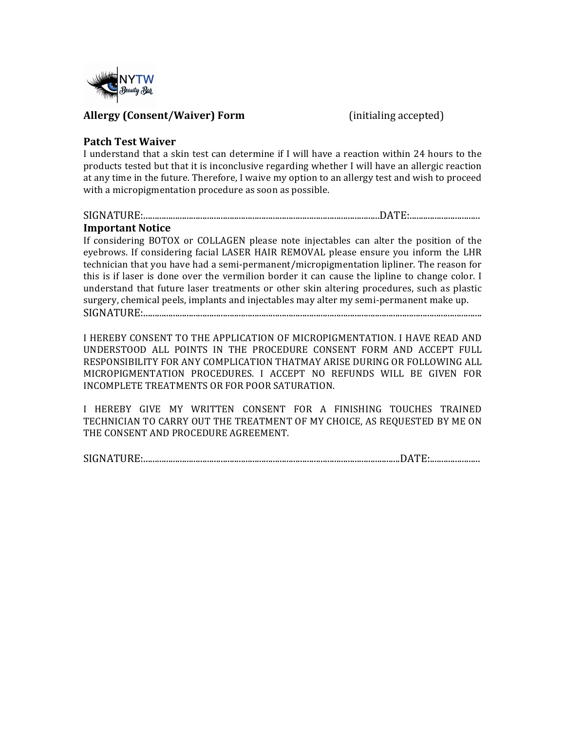**Allergy (Consent/Waiver) Form** (initialing accepted)

**Patch Test Waiver**

I understand that a skin test can determine if I will have a reaction within 24 hours to the products tested but that it is inconclusive regarding whether I will have an allergic reaction at any time in the future. Therefore, I waive my option to an allergy test and wish to proceed with a micropigmentation procedure as soon as possible.

SIGNATURE:........................................................................................................DATE:..............................

**Important Notice**

If considering BOTOX or COLLAGEN please note injectables can alter the position of the eyebrows. If considering facial LASER HAIR REMOVAL please ensure you inform the LHR technician that you have had a semi-permanent/micropigmentation lipliner. The reason for this is if laser is done over the vermilion border it can cause the lipline to change color. I understand that future laser treatments or other skin altering procedures, such as plastic surgery, chemical peels, implants and injectables may alter my semi-permanent make up.

SIGNATURE:..................................................................................................................................................

I HEREBY CONSENT TO THE APPLICATION OF MICROPIGMENTATION. I HAVE READ AND UNDERSTOOD ALL POINTS IN THE PROCEDURE CONSENT FORM AND ACCEPT FULL RESPONSIBILITY FOR ANY COMPLICATION THATMAY ARISE DURING OR FOLLOWING ALL MICROPIGMENTATION PROCEDURES. I ACCEPT NO REFUNDS WILL BE GIVEN FOR INCOMPLETE TREATMENTS OR FOR POOR SATURATION.

I HEREBY GIVE MY WRITTEN CONSENT FOR A FINISHING TOUCHES TRAINED TECHNICIAN TO CARRY OUT THE TREATMENT OF MY CHOICE, AS REQUESTED BY ME ON THE CONSENT AND PROCEDURE AGREEMENT.

SIGNATURE:...............................................................................................................DATE:......................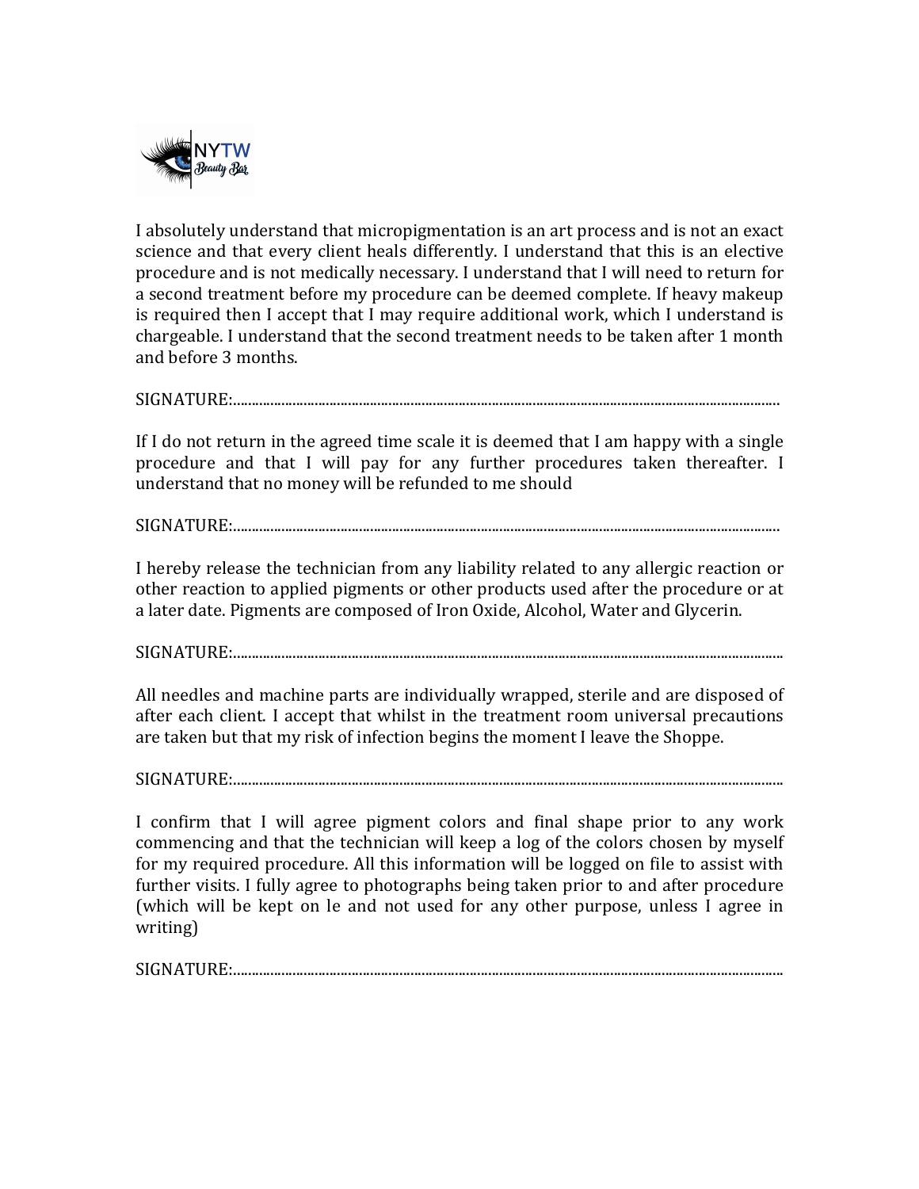I absolutely understand that micropigmentation is an art process and is not an exact science and that every client heals differently. I understand that this is an elective procedure and is not medically necessary. I understand that I will need to return for a second treatment before my procedure can be deemed complete. If heavy makeup is required then I accept that I may require additional work, which I understand is chargeable. I understand that the second treatment needs to be taken after 1 month and before 3 months.

SIGNATURE:..................................................................................................................................................

If I do not return in the agreed time scale it is deemed that I am happy with a single procedure and that I will pay for any further procedures taken thereafter. I understand that no money will be refunded to me should

SIGNATURE:..................................................................................................................................................

I hereby release the technician from any liability related to any allergic reaction or other reaction to applied pigments or other products used after the procedure or at a later date. Pigments are composed of Iron Oxide, Alcohol, Water and Glycerin.

SIGNATURE:..................................................................................................................................................

All needles and machine parts are individually wrapped, sterile and are disposed of after each client. I accept that whilst in the treatment room universal precautions are taken but that my risk of infection begins the moment I leave the Shoppe.

SIGNATURE:..................................................................................................................................................

I confirm that I will agree pigment colors and final shape prior to any work commencing and that the technician will keep a log of the colors chosen by myself for my required procedure. All this information will be logged on file to assist with further visits. I fully agree to photographs being taken prior to and after procedure (which will be kept on le and not used for any other purpose, unless I agree in writing)

SIGNATURE:..................................................................................................................................................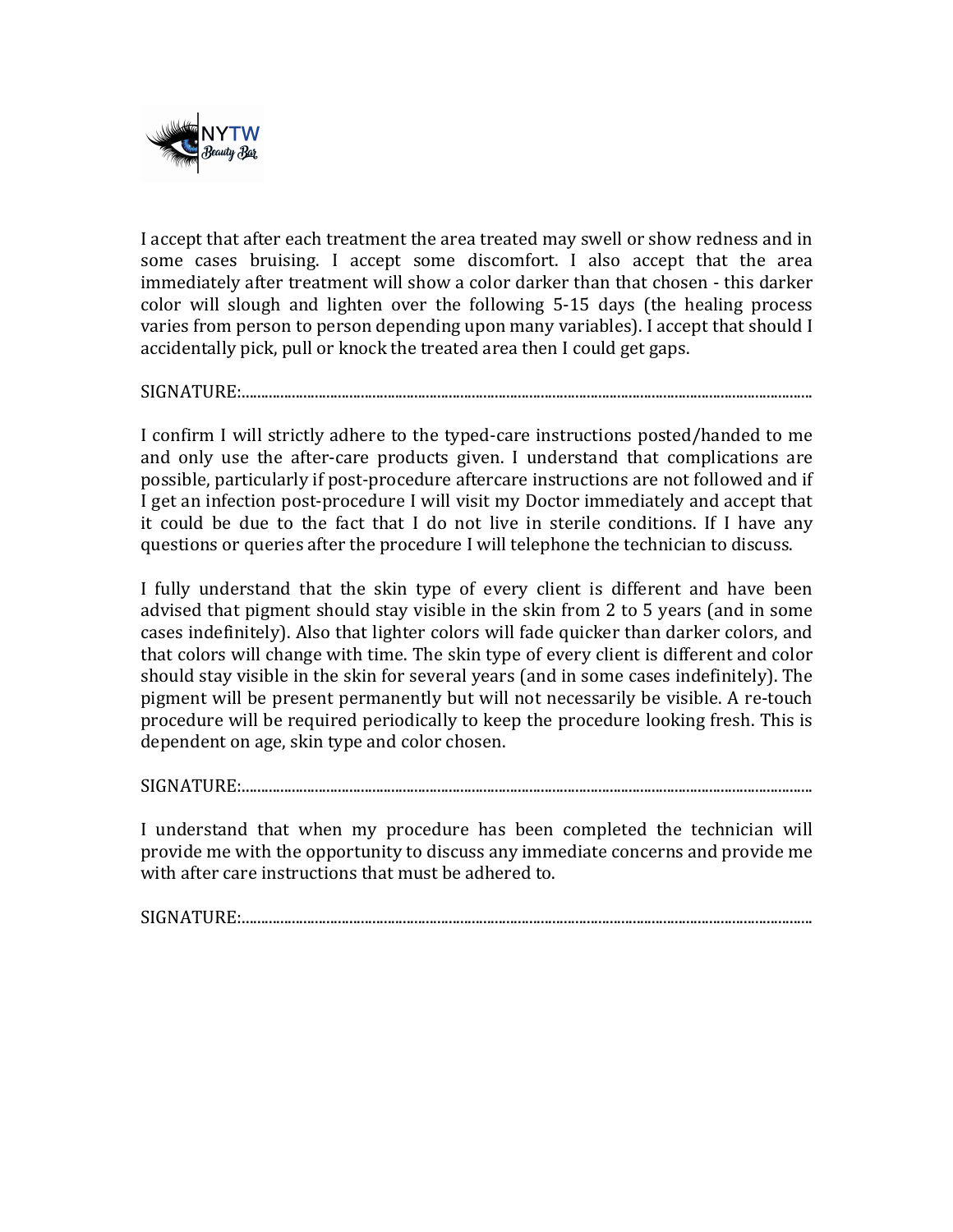I accept that after each treatment the area treated may swell or show redness and in some cases bruising. I accept some discomfort. I also accept that the area immediately after treatment will show a color darker than that chosen - this darker color will slough and lighten over the following 5-15 days (the healing process varies from person to person depending upon many variables). I accept that should I accidentally pick, pull or knock the treated area then I could get gaps.

SIGNATURE:..................................................................................................................................................

I confirm I will strictly adhere to the typed-care instructions posted/handed to me and only use the after-care products given. I understand that complications are possible, particularly if post-procedure aftercare instructions are not followed and if I get an infection post-procedure I will visit my Doctor immediately and accept that it could be due to the fact that I do not live in sterile conditions. If I have any questions or queries after the procedure I will telephone the technician to discuss.

I fully understand that the skin type of every client is different and have been advised that pigment should stay visible in the skin from 2 to 5 years (and in some cases indefinitely). Also that lighter colors will fade quicker than darker colors, and that colors will change with time. The skin type of every client is different and color should stay visible in the skin for several years (and in some cases indefinitely). The pigment will be present permanently but will not necessarily be visible. A re-touch procedure will be required periodically to keep the procedure looking fresh. This is dependent on age, skin type and color chosen.

SIGNATURE:..................................................................................................................................................

I understand that when my procedure has been completed the technician will provide me with the opportunity to discuss any immediate concerns and provide me with after care instructions that must be adhered to.

SIGNATURE:..................................................................................................................................................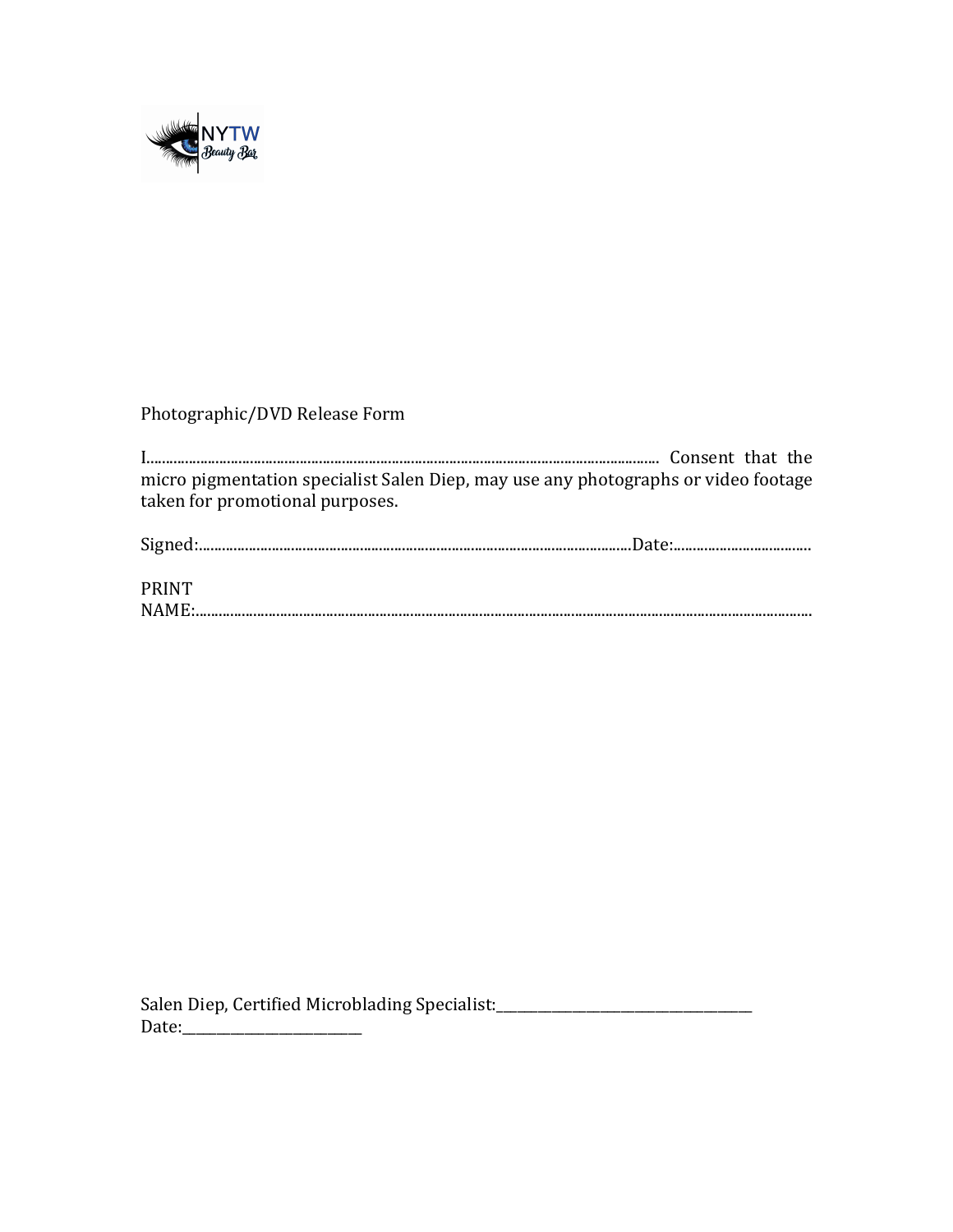NYTW Beauty Bar

Photographic/DVD Release Form

I.................................................................................................................................. Consent that the micro pigmentation specialist Salen Diep, may use any photographs or video footage taken for promotional purposes.

Signed:...............................................................................................................Date:...................................

PRINT NAME:...........................................................................................................................................................

Salen Diep, Certified Microblading Specialist:_____________________________________
Date:__________________________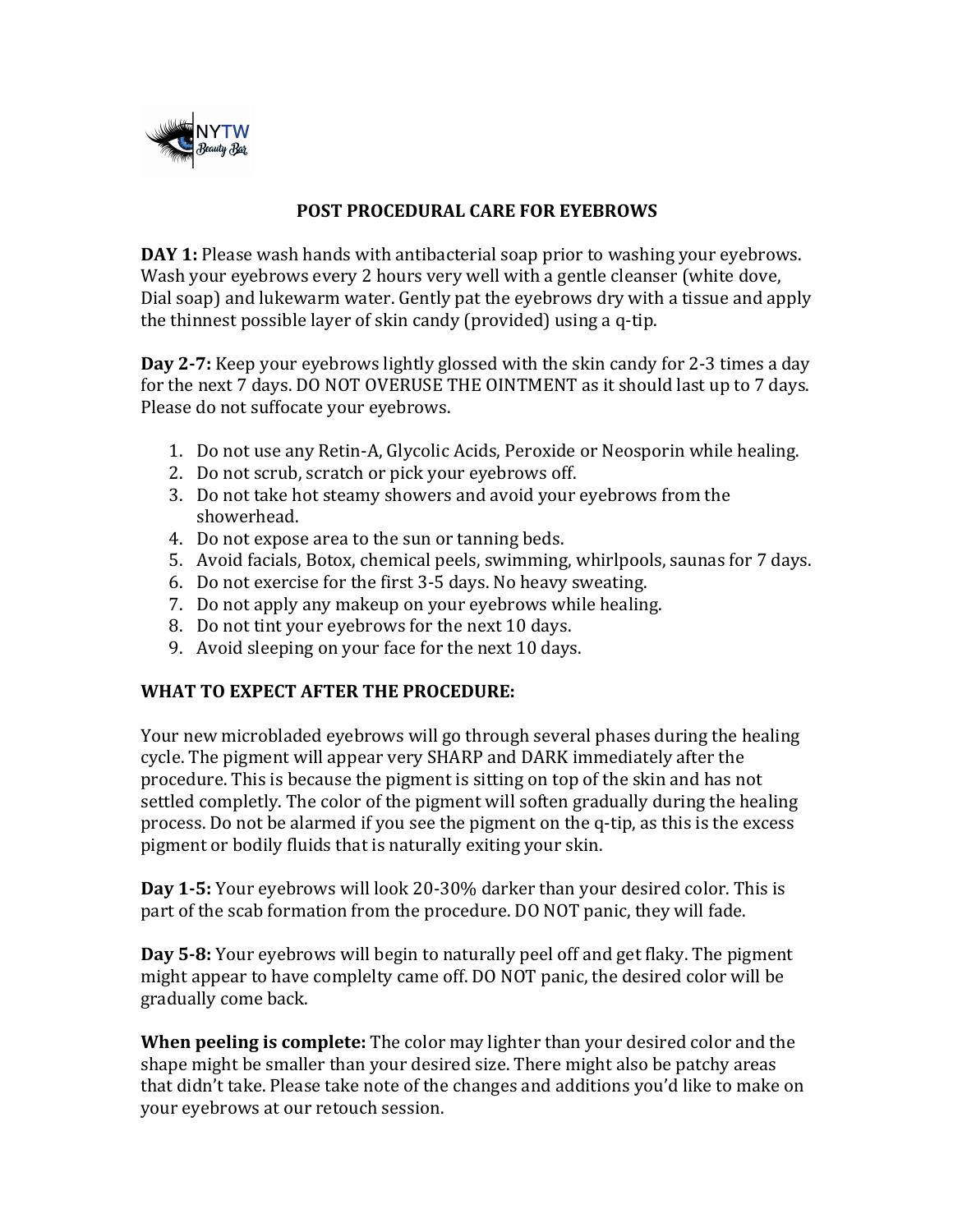# POST PROCEDURAL CARE FOR EYEBROWS

**DAY 1:** Please wash hands with antibacterial soap prior to washing your eyebrows. Wash your eyebrows every 2 hours very well with a gentle cleanser (white dove, Dial soap) and lukewarm water. Gently pat the eyebrows dry with a tissue and apply the thinnest possible layer of skin candy (provided) using a q-tip.

**Day 2-7:** Keep your eyebrows lightly glossed with the skin candy for 2-3 times a day for the next 7 days. DO NOT OVERUSE THE OINTMENT as it should last up to 7 days. Please do not suffocate your eyebrows.

1. Do not use any Retin-A, Glycolic Acids, Peroxide or Neosporin while healing.
2. Do not scrub, scratch or pick your eyebrows off.
3. Do not take hot steamy showers and avoid your eyebrows from the showerhead.
4. Do not expose area to the sun or tanning beds.
5. Avoid facials, Botox, chemical peels, swimming, whirlpools, saunas for 7 days.
6. Do not exercise for the first 3-5 days. No heavy sweating.
7. Do not apply any makeup on your eyebrows while healing.
8. Do not tint your eyebrows for the next 10 days.
9. Avoid sleeping on your face for the next 10 days.

## WHAT TO EXPECT AFTER THE PROCEDURE:

Your new microbladed eyebrows will go through several phases during the healing cycle. The pigment will appear very SHARP and DARK immediately after the procedure. This is because the pigment is sitting on top of the skin and has not settled completly. The color of the pigment will soften gradually during the healing process. Do not be alarmed if you see the pigment on the q-tip, as this is the excess pigment or bodily fluids that is naturally exiting your skin.

**Day 1-5:** Your eyebrows will look 20-30% darker than your desired color. This is part of the scab formation from the procedure. DO NOT panic, they will fade.

**Day 5-8:** Your eyebrows will begin to naturally peel off and get flaky. The pigment might appear to have complelty came off. DO NOT panic, the desired color will be gradually come back.

**When peeling is complete:** The color may lighter than your desired color and the shape might be smaller than your desired size. There might also be patchy areas that didn't take. Please take note of the changes and additions you'd like to make on your eyebrows at our retouch session.